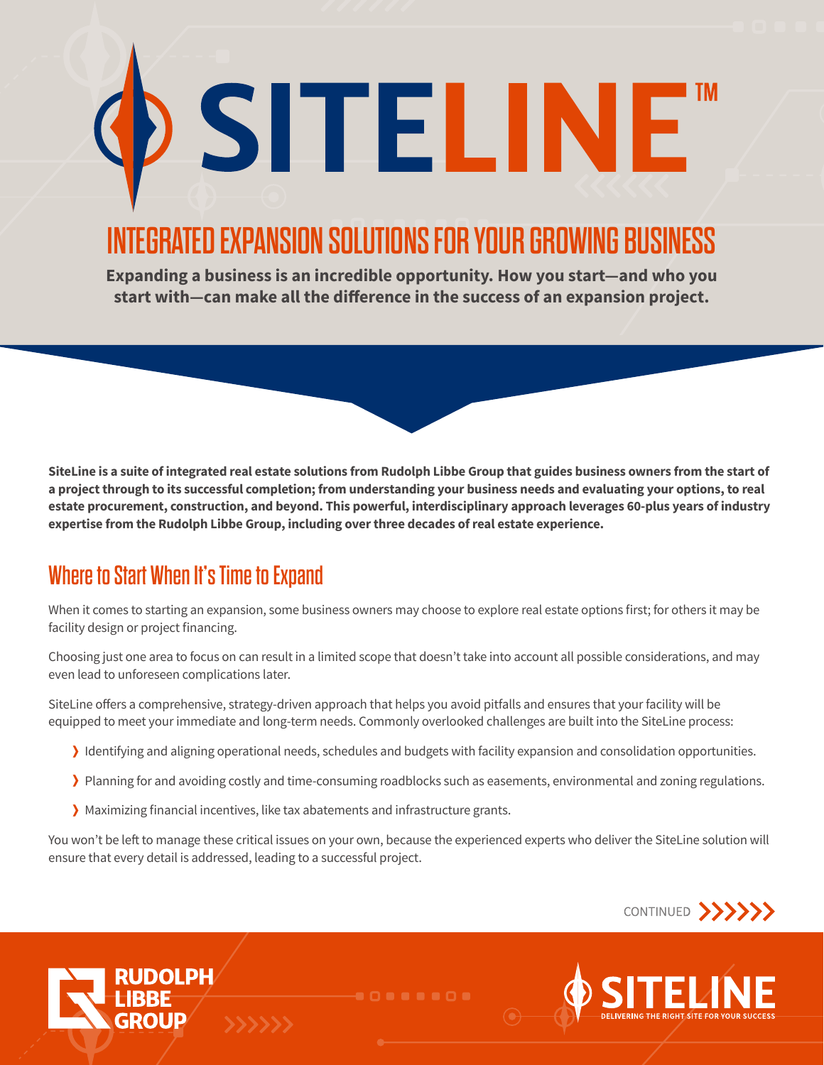# SITELINE™

## INTEGRATED EXPANSION SOLUTIONS FOR YOUR GROWING BUSINESS

**Expanding a business is an incredible opportunity. How you start—and who you start with—can make all the difference in the success of an expansion project.**

**SiteLine is a suite of integrated real estate solutions from Rudolph Libbe Group that guides business owners from the start of a project through to its successful completion; from understanding your business needs and evaluating your options, to real estate procurement, construction, and beyond. This powerful, interdisciplinary approach leverages 60-plus years of industry expertise from the Rudolph Libbe Group, including over three decades of real estate experience.**

## Where to Start When It's Time to Expand

When it comes to starting an expansion, some business owners may choose to explore real estate options first; for others it may be facility design or project financing.

Choosing just one area to focus on can result in a limited scope that doesn't take into account all possible considerations, and may even lead to unforeseen complications later.

SiteLine offers a comprehensive, strategy-driven approach that helps you avoid pitfalls and ensures that your facility will be equipped to meet your immediate and long-term needs. Commonly overlooked challenges are built into the SiteLine process:

- Identifying and aligning operational needs, schedules and budgets with facility expansion and consolidation opportunities.
- Planning for and avoiding costly and time-consuming roadblocks such as easements, environmental and zoning regulations.
- Maximizing financial incentives, like tax abatements and infrastructure grants.

You won't be left to manage these critical issues on your own, because the experienced experts who deliver the SiteLine solution will ensure that every detail is addressed, leading to a successful project.

CONTINUED

RUDOLPH LIBBE GROUP

SITELINE — DELIVERING THE RIGHT SITE FOR YOUR SUCCESS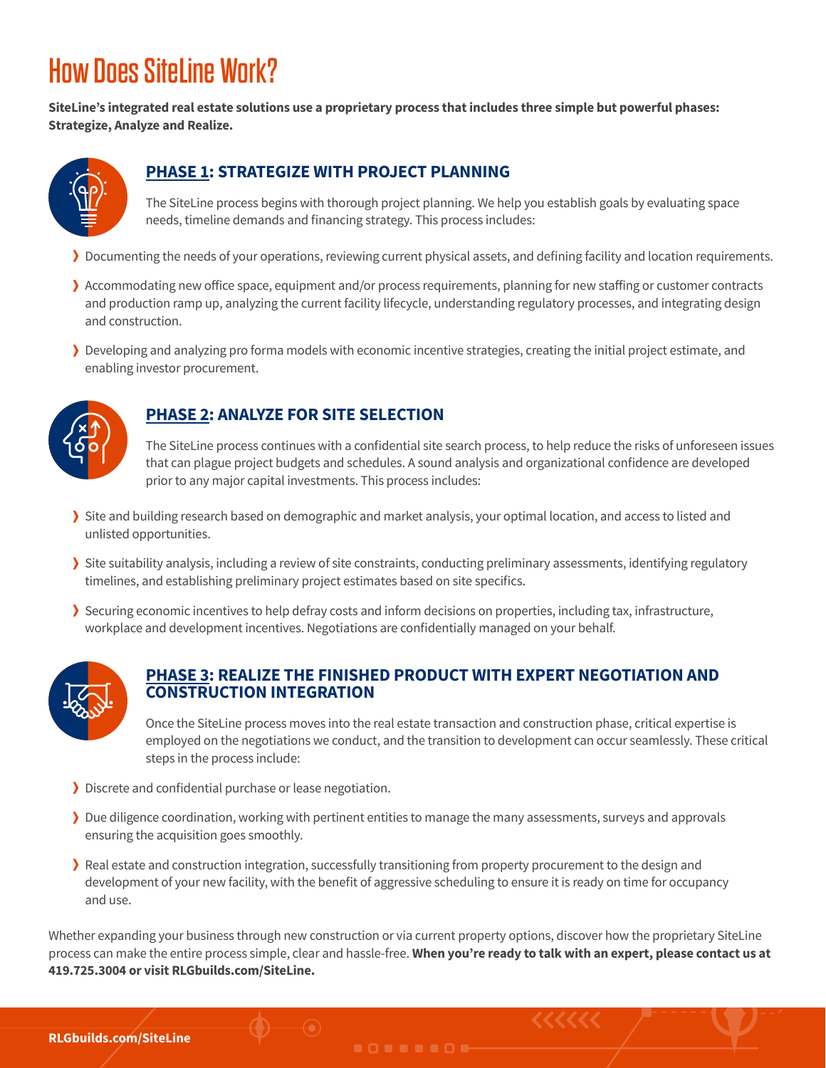# How Does SiteLine Work?

**SiteLine's integrated real estate solutions use a proprietary process that includes three simple but powerful phases: Strategize, Analyze and Realize.**

## PHASE 1: STRATEGIZE WITH PROJECT PLANNING

The SiteLine process begins with thorough project planning. We help you establish goals by evaluating space needs, timeline demands and financing strategy. This process includes:

- Documenting the needs of your operations, reviewing current physical assets, and defining facility and location requirements.
- Accommodating new office space, equipment and/or process requirements, planning for new staffing or customer contracts and production ramp up, analyzing the current facility lifecycle, understanding regulatory processes, and integrating design and construction.
- Developing and analyzing pro forma models with economic incentive strategies, creating the initial project estimate, and enabling investor procurement.

## PHASE 2: ANALYZE FOR SITE SELECTION

The SiteLine process continues with a confidential site search process, to help reduce the risks of unforeseen issues that can plague project budgets and schedules. A sound analysis and organizational confidence are developed prior to any major capital investments. This process includes:

- Site and building research based on demographic and market analysis, your optimal location, and access to listed and unlisted opportunities.
- Site suitability analysis, including a review of site constraints, conducting preliminary assessments, identifying regulatory timelines, and establishing preliminary project estimates based on site specifics.
- Securing economic incentives to help defray costs and inform decisions on properties, including tax, infrastructure, workplace and development incentives. Negotiations are confidentially managed on your behalf.

## PHASE 3: REALIZE THE FINISHED PRODUCT WITH EXPERT NEGOTIATION AND CONSTRUCTION INTEGRATION

Once the SiteLine process moves into the real estate transaction and construction phase, critical expertise is employed on the negotiations we conduct, and the transition to development can occur seamlessly. These critical steps in the process include:

- Discrete and confidential purchase or lease negotiation.
- Due diligence coordination, working with pertinent entities to manage the many assessments, surveys and approvals ensuring the acquisition goes smoothly.
- Real estate and construction integration, successfully transitioning from property procurement to the design and development of your new facility, with the benefit of aggressive scheduling to ensure it is ready on time for occupancy and use.

Whether expanding your business through new construction or via current property options, discover how the proprietary SiteLine process can make the entire process simple, clear and hassle-free. **When you're ready to talk with an expert, please contact us at 419.725.3004 or visit RLGbuilds.com/SiteLine.**